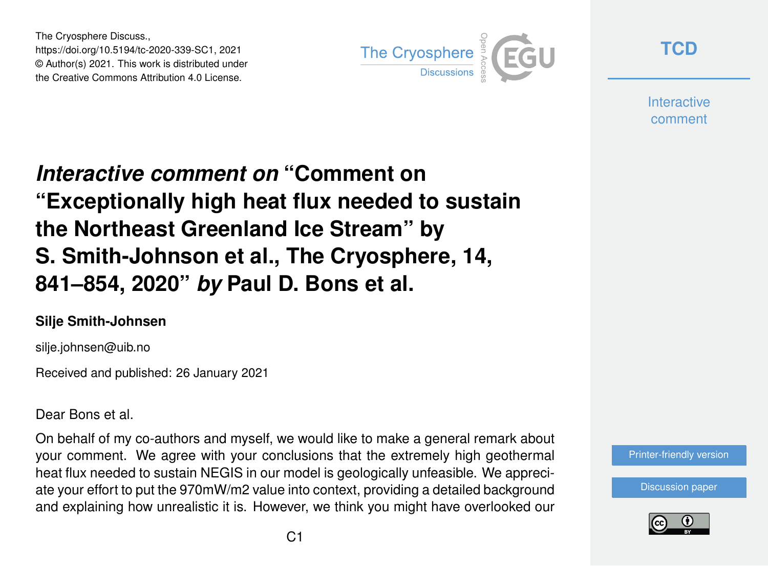# *Interactive comment on* "Comment on "Exceptionally high heat flux needed to sustain the Northeast Greenland Ice Stream" by S. Smith-Johnson et al., The Cryosphere, 14, 841–854, 2020" *by* Paul D. Bons et al.

**Silje Smith-Johnsen**

silje.johnsen@uib.no

Received and published: 26 January 2021

Dear Bons et al.

On behalf of my co-authors and myself, we would like to make a general remark about your comment. We agree with your conclusions that the extremely high geothermal heat flux needed to sustain NEGIS in our model is geologically unfeasible. We appreciate your effort to put the 970mW/m2 value into context, providing a detailed background and explaining how unrealistic it is. However, we think you might have overlooked our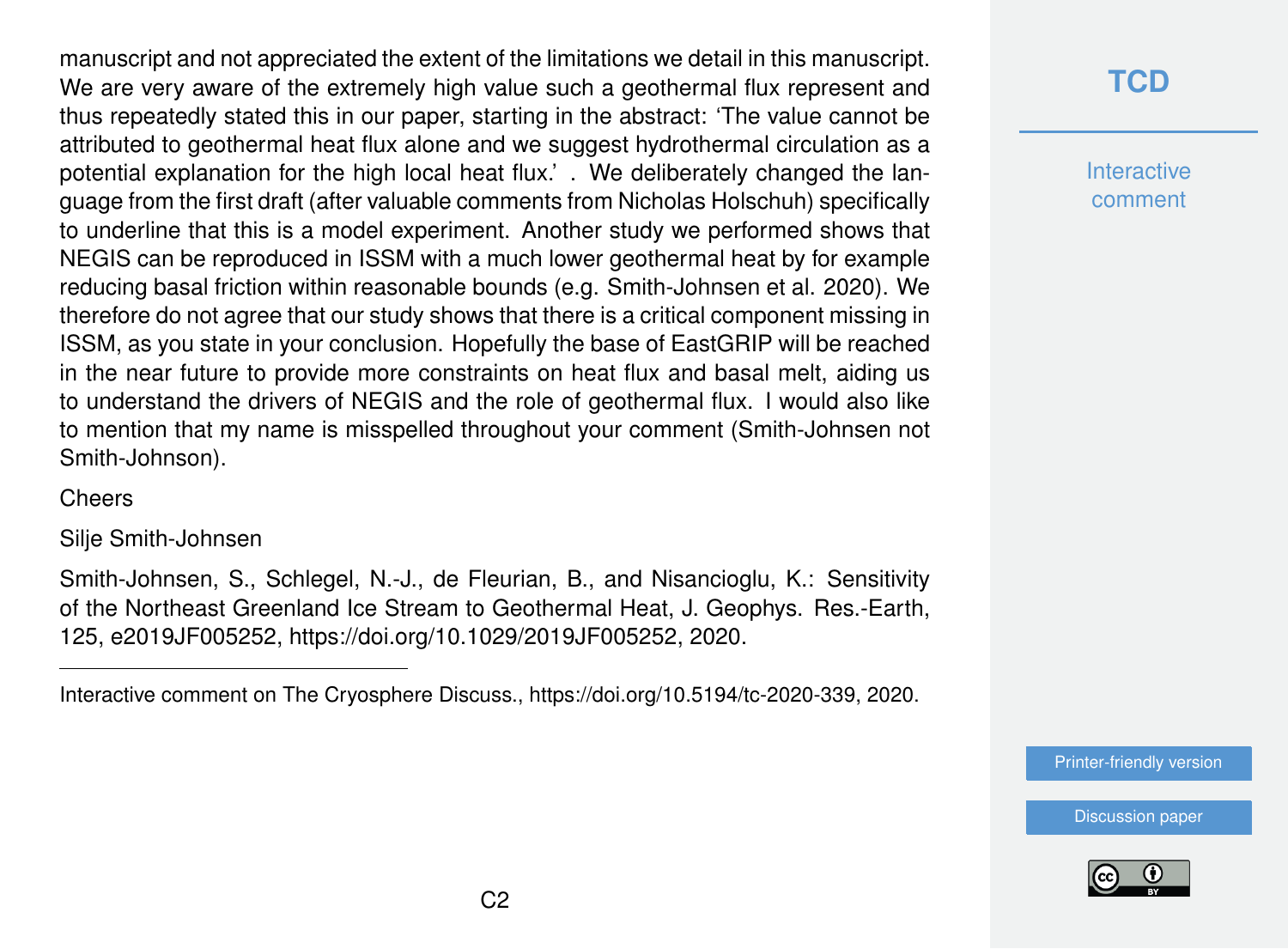manuscript and not appreciated the extent of the limitations we detail in this manuscript. We are very aware of the extremely high value such a geothermal flux represent and thus repeatedly stated this in our paper, starting in the abstract: 'The value cannot be attributed to geothermal heat flux alone and we suggest hydrothermal circulation as a potential explanation for the high local heat flux.' . We deliberately changed the language from the first draft (after valuable comments from Nicholas Holschuh) specifically to underline that this is a model experiment. Another study we performed shows that NEGIS can be reproduced in ISSM with a much lower geothermal heat by for example reducing basal friction within reasonable bounds (e.g. Smith-Johnsen et al. 2020). We therefore do not agree that our study shows that there is a critical component missing in ISSM, as you state in your conclusion. Hopefully the base of EastGRIP will be reached in the near future to provide more constraints on heat flux and basal melt, aiding us to understand the drivers of NEGIS and the role of geothermal flux. I would also like to mention that my name is misspelled throughout your comment (Smith-Johnsen not Smith-Johnson).

Cheers

Silje Smith-Johnsen

Smith-Johnsen, S., Schlegel, N.-J., de Fleurian, B., and Nisancioglu, K.: Sensitivity of the Northeast Greenland Ice Stream to Geothermal Heat, J. Geophys. Res.-Earth, 125, e2019JF005252, https://doi.org/10.1029/2019JF005252, 2020.

---

Interactive comment on The Cryosphere Discuss., https://doi.org/10.5194/tc-2020-339, 2020.